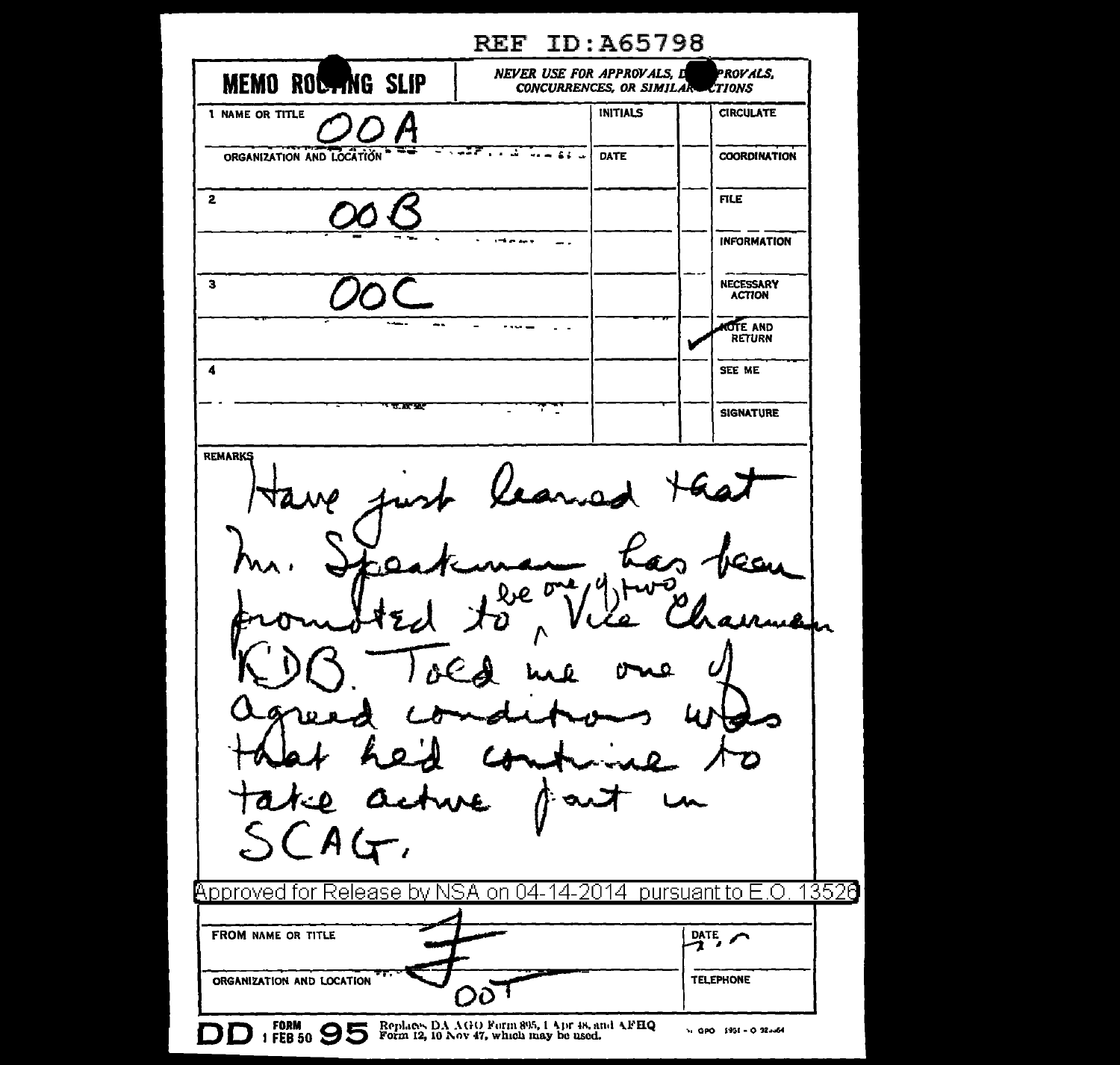REF ID:A65798

# MEMO ROUTING SLIP

NEVER USE FOR APPROVALS, DISAPPROVALS, CONCURRENCES, OR SIMILAR ACTIONS

| NAME OR TITLE / ORGANIZATION AND LOCATION | INITIALS / DATE | | |
|---|---|---|---|
| 1 OOA | | | CIRCULATE |
| | | | COORDINATION |
| 2 OOB | | | FILE |
| | | | INFORMATION |
| 3 OOC | | | NECESSARY ACTION |
| | | ✓ | NOTE AND RETURN |
| 4 | | | SEE ME |
| | | | SIGNATURE |

REMARKS

Have just learned that Mr. Speakman has been promoted to be one of two Vice Chairman RDB. Told me one of agreed conditions was that he'd continue to take active part in SCAG.

Approved for Release by NSA on 04-14-2014 pursuant to E.O. 13526

| FROM NAME OR TITLE | DATE |
|---|---|
| F | 2 |
| ORGANIZATION AND LOCATION | TELEPHONE |
| OOT | |

DD FORM 1 FEB 50 95 Replaces DA AGO Form 895, 1 Apr 48, and AFHQ Form 12, 10 Nov 47, which may be used.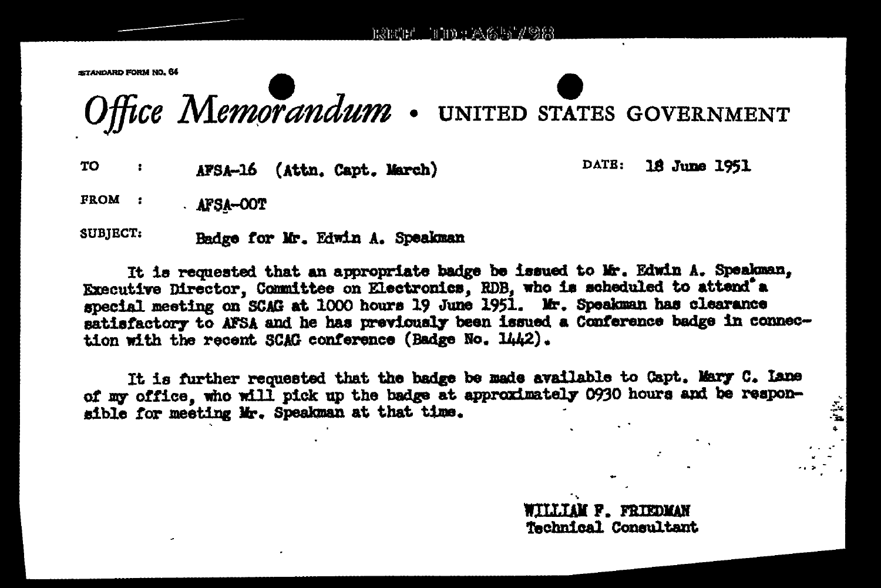STANDARD FORM NO. 64

# *Office Memorandum* • UNITED STATES GOVERNMENT

TO : AFSA-16 (Attn. Capt. March) DATE: 18 June 1951

FROM : AFSA-OOT

SUBJECT: Badge for Mr. Edwin A. Speakman

It is requested that an appropriate badge be issued to Mr. Edwin A. Speakman, Executive Director, Committee on Electronics, RDB, who is scheduled to attend a special meeting on SCAG at 1000 hours 19 June 1951. Mr. Speakman has clearance satisfactory to AFSA and he has previously been issued a Conference badge in connection with the recent SCAG conference (Badge No. 1442).

It is further requested that the badge be made available to Capt. Mary C. Lane of my office, who will pick up the badge at approximately 0930 hours and be responsible for meeting Mr. Speakman at that time.

WILLIAM F. FRIEDMAN
Technical Consultant